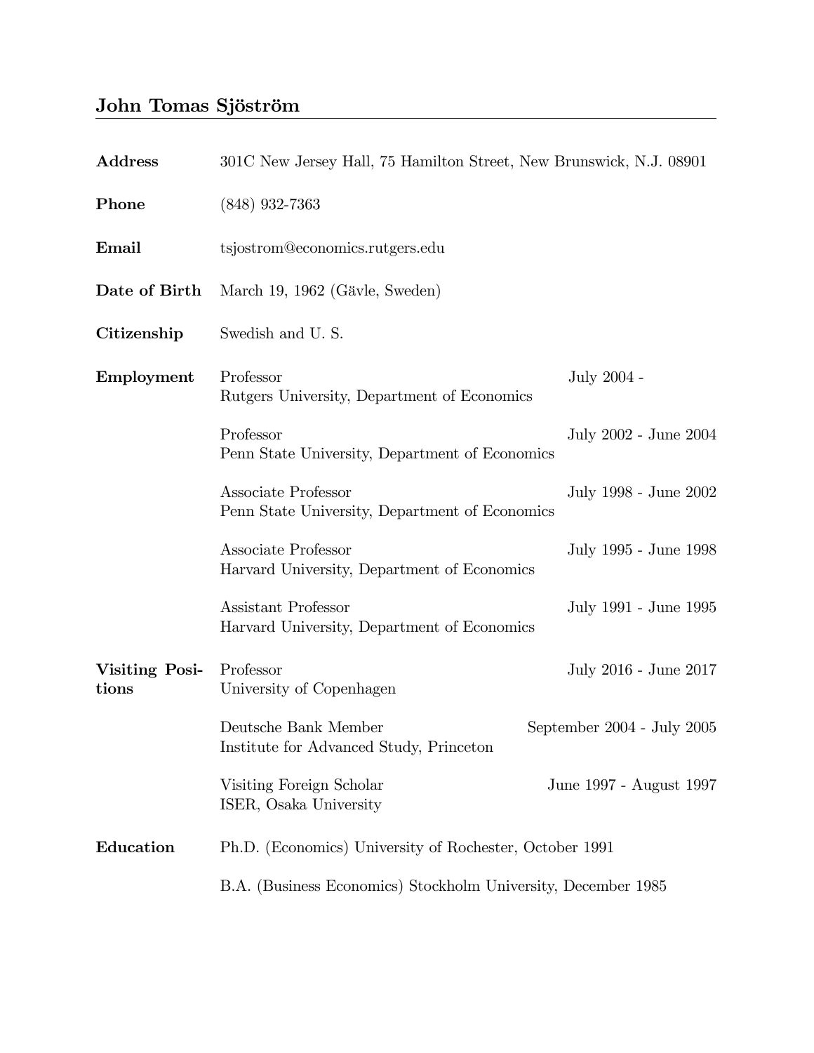# John Tomas Sjöström

**Address** 301C New Jersey Hall, 75 Hamilton Street, New Brunswick, N.J. 08901

**Phone** (848) 932-7363

**Email** tsjostrom@economics.rutgers.edu

**Date of Birth** March 19, 1962 (Gävle, Sweden)

**Citizenship** Swedish and U. S.

**Employment**

| Position | Dates |
|---|---|
| Professor<br>Rutgers University, Department of Economics | July 2004 - |
| Professor<br>Penn State University, Department of Economics | July 2002 - June 2004 |
| Associate Professor<br>Penn State University, Department of Economics | July 1998 - June 2002 |
| Associate Professor<br>Harvard University, Department of Economics | July 1995 - June 1998 |
| Assistant Professor<br>Harvard University, Department of Economics | July 1991 - June 1995 |

**Visiting Positions**

| Position | Dates |
|---|---|
| Professor<br>University of Copenhagen | July 2016 - June 2017 |
| Deutsche Bank Member<br>Institute for Advanced Study, Princeton | September 2004 - July 2005 |
| Visiting Foreign Scholar<br>ISER, Osaka University | June 1997 - August 1997 |

**Education**

Ph.D. (Economics) University of Rochester, October 1991

B.A. (Business Economics) Stockholm University, December 1985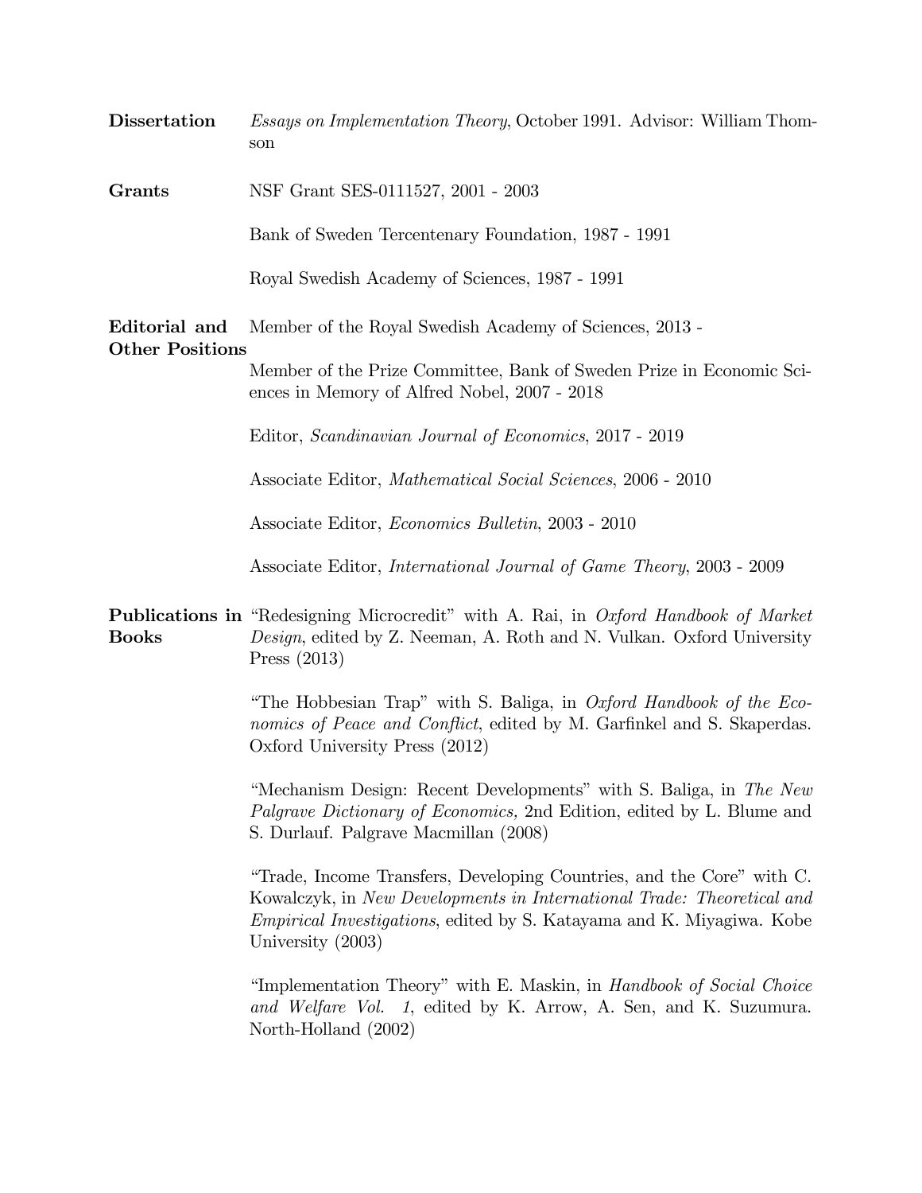**Dissertation**

*Essays on Implementation Theory*, October 1991. Advisor: William Thomson

**Grants**

NSF Grant SES-0111527, 2001 - 2003

Bank of Sweden Tercentenary Foundation, 1987 - 1991

Royal Swedish Academy of Sciences, 1987 - 1991

**Editorial and Other Positions**

Member of the Royal Swedish Academy of Sciences, 2013 -

Member of the Prize Committee, Bank of Sweden Prize in Economic Sciences in Memory of Alfred Nobel, 2007 - 2018

Editor, *Scandinavian Journal of Economics*, 2017 - 2019

Associate Editor, *Mathematical Social Sciences*, 2006 - 2010

Associate Editor, *Economics Bulletin*, 2003 - 2010

Associate Editor, *International Journal of Game Theory*, 2003 - 2009

**Publications in Books**

"Redesigning Microcredit" with A. Rai, in *Oxford Handbook of Market Design*, edited by Z. Neeman, A. Roth and N. Vulkan. Oxford University Press (2013)

"The Hobbesian Trap" with S. Baliga, in *Oxford Handbook of the Economics of Peace and Conflict*, edited by M. Garfinkel and S. Skaperdas. Oxford University Press (2012)

"Mechanism Design: Recent Developments" with S. Baliga, in *The New Palgrave Dictionary of Economics,* 2nd Edition, edited by L. Blume and S. Durlauf. Palgrave Macmillan (2008)

"Trade, Income Transfers, Developing Countries, and the Core" with C. Kowalczyk, in *New Developments in International Trade: Theoretical and Empirical Investigations*, edited by S. Katayama and K. Miyagiwa. Kobe University (2003)

"Implementation Theory" with E. Maskin, in *Handbook of Social Choice and Welfare Vol. 1*, edited by K. Arrow, A. Sen, and K. Suzumura. North-Holland (2002)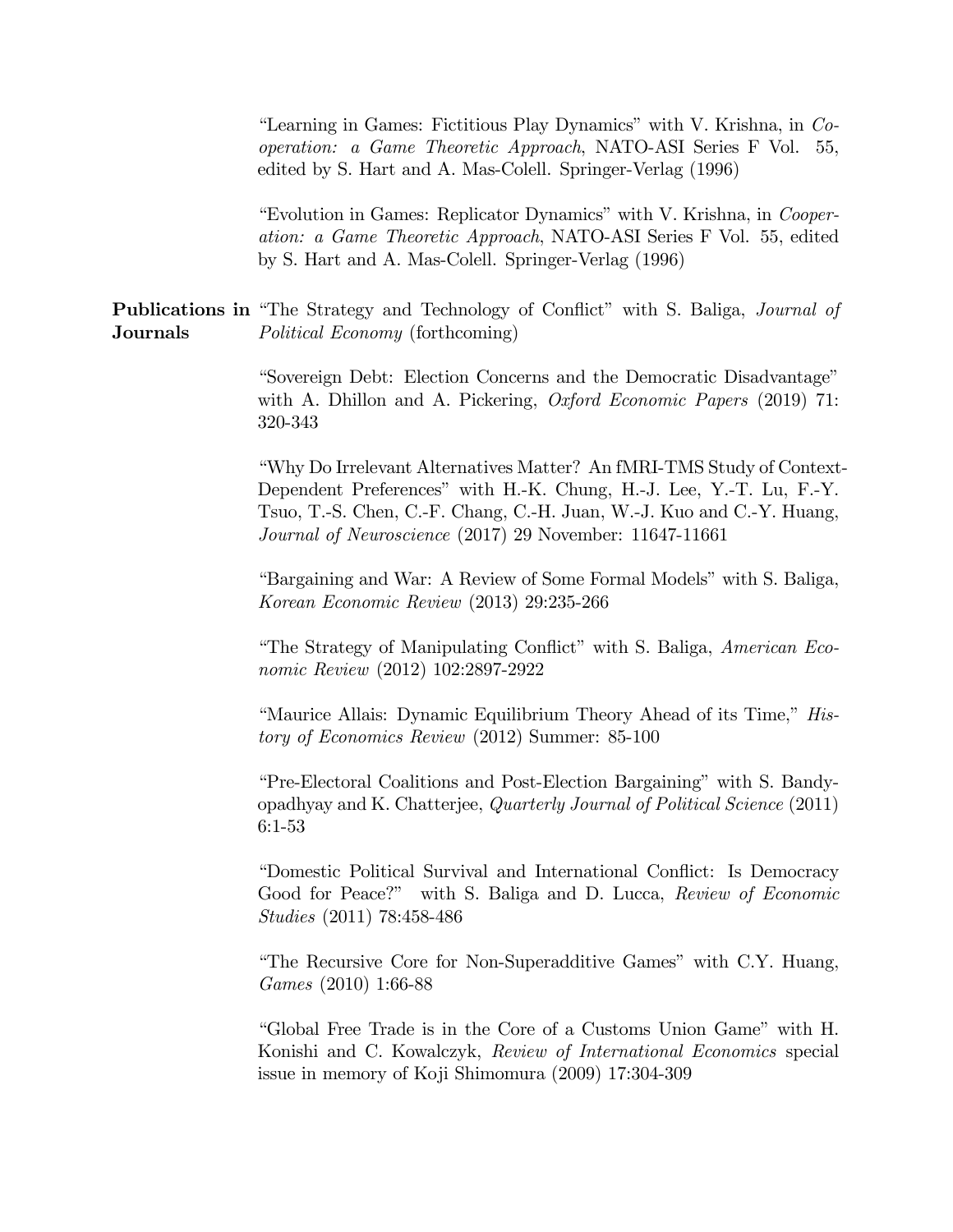"Learning in Games: Fictitious Play Dynamics" with V. Krishna, in *Cooperation: a Game Theoretic Approach*, NATO-ASI Series F Vol. 55, edited by S. Hart and A. Mas-Colell. Springer-Verlag (1996)

"Evolution in Games: Replicator Dynamics" with V. Krishna, in *Cooperation: a Game Theoretic Approach*, NATO-ASI Series F Vol. 55, edited by S. Hart and A. Mas-Colell. Springer-Verlag (1996)

**Publications in Journals**

"The Strategy and Technology of Conflict" with S. Baliga, *Journal of Political Economy* (forthcoming)

"Sovereign Debt: Election Concerns and the Democratic Disadvantage" with A. Dhillon and A. Pickering, *Oxford Economic Papers* (2019) 71: 320-343

"Why Do Irrelevant Alternatives Matter? An fMRI-TMS Study of Context-Dependent Preferences" with H.-K. Chung, H.-J. Lee, Y.-T. Lu, F.-Y. Tsuo, T.-S. Chen, C.-F. Chang, C.-H. Juan, W.-J. Kuo and C.-Y. Huang, *Journal of Neuroscience* (2017) 29 November: 11647-11661

"Bargaining and War: A Review of Some Formal Models" with S. Baliga, *Korean Economic Review* (2013) 29:235-266

"The Strategy of Manipulating Conflict" with S. Baliga, *American Economic Review* (2012) 102:2897-2922

"Maurice Allais: Dynamic Equilibrium Theory Ahead of its Time," *History of Economics Review* (2012) Summer: 85-100

"Pre-Electoral Coalitions and Post-Election Bargaining" with S. Bandyopadhyay and K. Chatterjee, *Quarterly Journal of Political Science* (2011) 6:1-53

"Domestic Political Survival and International Conflict: Is Democracy Good for Peace?" with S. Baliga and D. Lucca, *Review of Economic Studies* (2011) 78:458-486

"The Recursive Core for Non-Superadditive Games" with C.Y. Huang, *Games* (2010) 1:66-88

"Global Free Trade is in the Core of a Customs Union Game" with H. Konishi and C. Kowalczyk, *Review of International Economics* special issue in memory of Koji Shimomura (2009) 17:304-309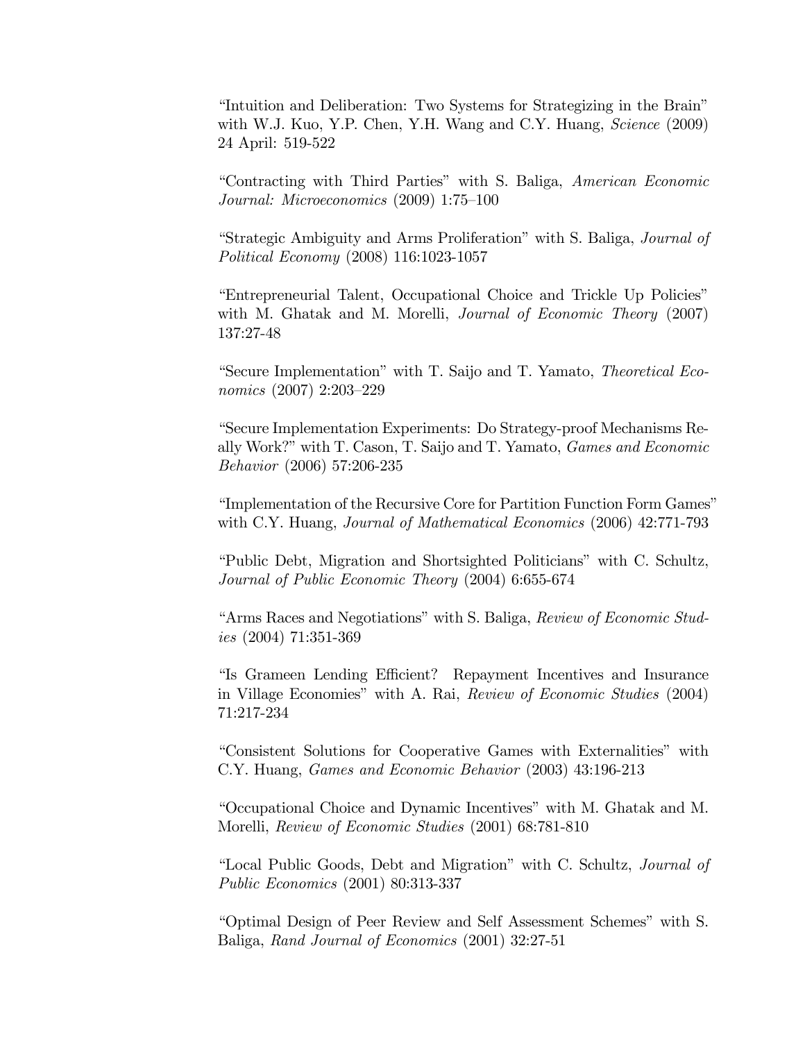"Intuition and Deliberation: Two Systems for Strategizing in the Brain" with W.J. Kuo, Y.P. Chen, Y.H. Wang and C.Y. Huang, *Science* (2009) 24 April: 519-522

"Contracting with Third Parties" with S. Baliga, *American Economic Journal: Microeconomics* (2009) 1:75–100

"Strategic Ambiguity and Arms Proliferation" with S. Baliga, *Journal of Political Economy* (2008) 116:1023-1057

"Entrepreneurial Talent, Occupational Choice and Trickle Up Policies" with M. Ghatak and M. Morelli, *Journal of Economic Theory* (2007) 137:27-48

"Secure Implementation" with T. Saijo and T. Yamato, *Theoretical Economics* (2007) 2:203–229

"Secure Implementation Experiments: Do Strategy-proof Mechanisms Really Work?" with T. Cason, T. Saijo and T. Yamato, *Games and Economic Behavior* (2006) 57:206-235

"Implementation of the Recursive Core for Partition Function Form Games" with C.Y. Huang, *Journal of Mathematical Economics* (2006) 42:771-793

"Public Debt, Migration and Shortsighted Politicians" with C. Schultz, *Journal of Public Economic Theory* (2004) 6:655-674

"Arms Races and Negotiations" with S. Baliga, *Review of Economic Studies* (2004) 71:351-369

"Is Grameen Lending Efficient? Repayment Incentives and Insurance in Village Economies" with A. Rai, *Review of Economic Studies* (2004) 71:217-234

"Consistent Solutions for Cooperative Games with Externalities" with C.Y. Huang, *Games and Economic Behavior* (2003) 43:196-213

"Occupational Choice and Dynamic Incentives" with M. Ghatak and M. Morelli, *Review of Economic Studies* (2001) 68:781-810

"Local Public Goods, Debt and Migration" with C. Schultz, *Journal of Public Economics* (2001) 80:313-337

"Optimal Design of Peer Review and Self Assessment Schemes" with S. Baliga, *Rand Journal of Economics* (2001) 32:27-51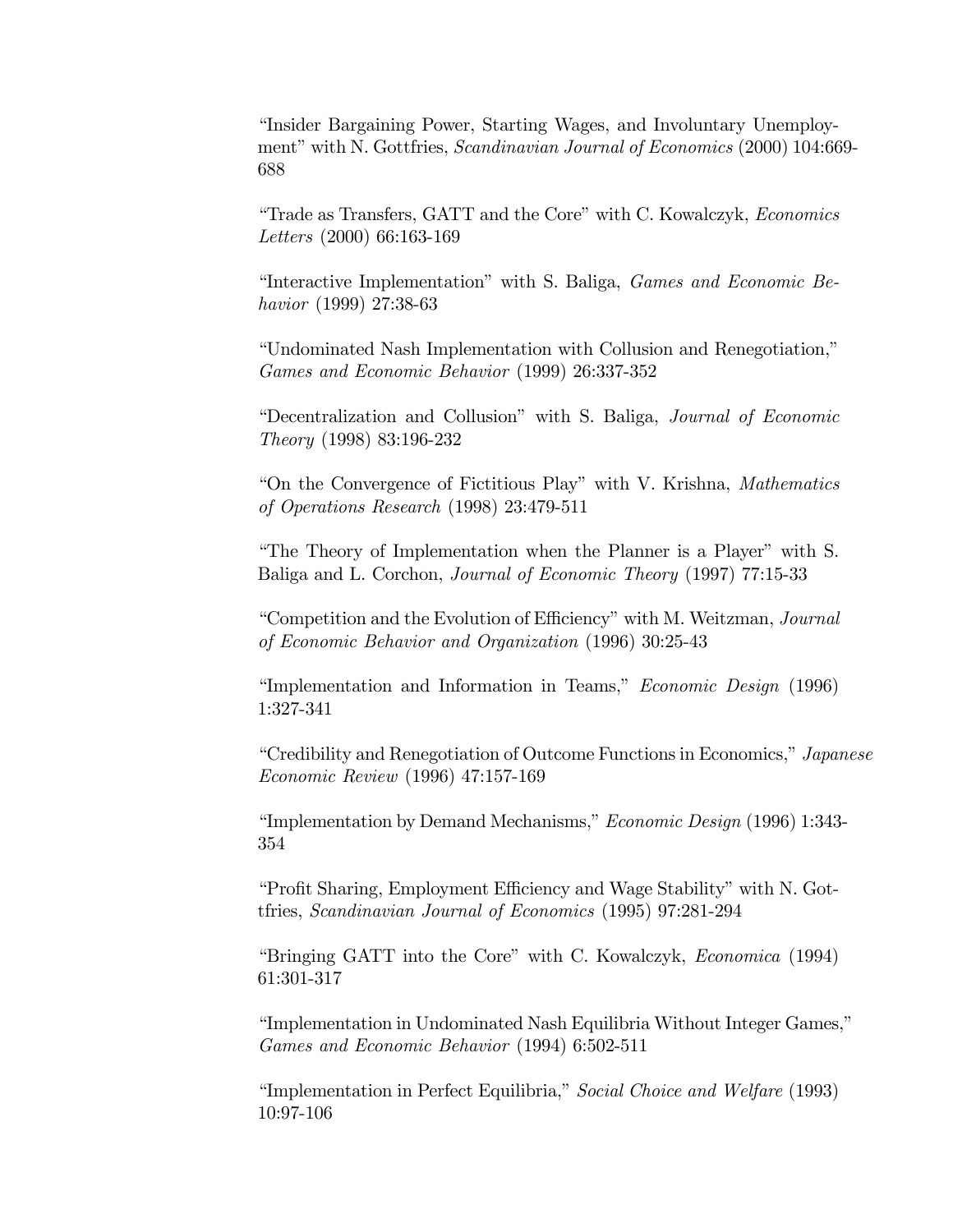"Insider Bargaining Power, Starting Wages, and Involuntary Unemployment" with N. Gottfries, *Scandinavian Journal of Economics* (2000) 104:669-688

"Trade as Transfers, GATT and the Core" with C. Kowalczyk, *Economics Letters* (2000) 66:163-169

"Interactive Implementation" with S. Baliga, *Games and Economic Behavior* (1999) 27:38-63

"Undominated Nash Implementation with Collusion and Renegotiation," *Games and Economic Behavior* (1999) 26:337-352

"Decentralization and Collusion" with S. Baliga, *Journal of Economic Theory* (1998) 83:196-232

"On the Convergence of Fictitious Play" with V. Krishna, *Mathematics of Operations Research* (1998) 23:479-511

"The Theory of Implementation when the Planner is a Player" with S. Baliga and L. Corchon, *Journal of Economic Theory* (1997) 77:15-33

"Competition and the Evolution of Efficiency" with M. Weitzman, *Journal of Economic Behavior and Organization* (1996) 30:25-43

"Implementation and Information in Teams," *Economic Design* (1996) 1:327-341

"Credibility and Renegotiation of Outcome Functions in Economics," *Japanese Economic Review* (1996) 47:157-169

"Implementation by Demand Mechanisms," *Economic Design* (1996) 1:343-354

"Profit Sharing, Employment Efficiency and Wage Stability" with N. Gottfries, *Scandinavian Journal of Economics* (1995) 97:281-294

"Bringing GATT into the Core" with C. Kowalczyk, *Economica* (1994) 61:301-317

"Implementation in Undominated Nash Equilibria Without Integer Games," *Games and Economic Behavior* (1994) 6:502-511

"Implementation in Perfect Equilibria," *Social Choice and Welfare* (1993) 10:97-106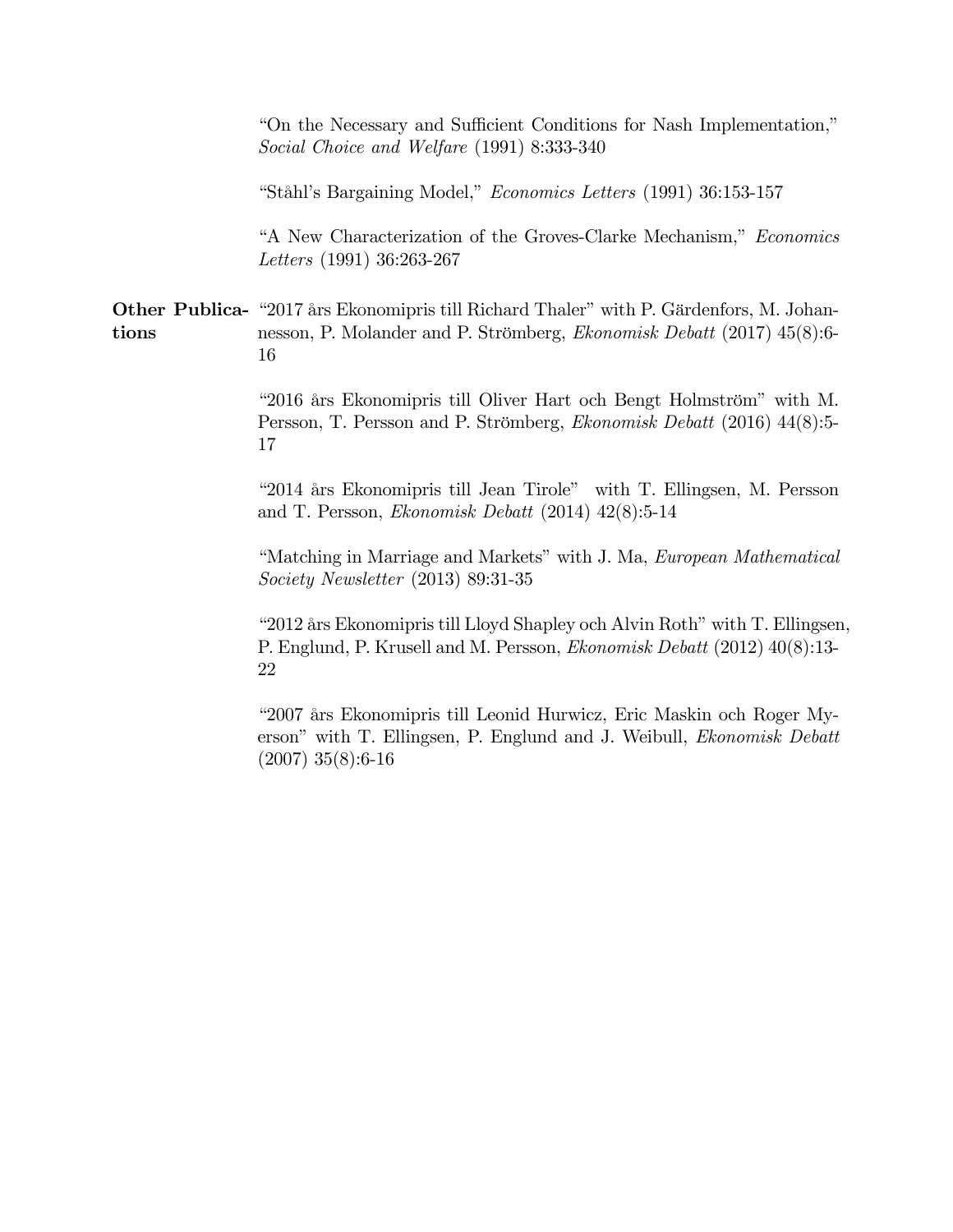"On the Necessary and Sufficient Conditions for Nash Implementation," *Social Choice and Welfare* (1991) 8:333-340

"Ståhl's Bargaining Model," *Economics Letters* (1991) 36:153-157

"A New Characterization of the Groves-Clarke Mechanism," *Economics Letters* (1991) 36:263-267

**Other Publications**

"2017 års Ekonomipris till Richard Thaler" with P. Gärdenfors, M. Johannesson, P. Molander and P. Strömberg, *Ekonomisk Debatt* (2017) 45(8):6-16

"2016 års Ekonomipris till Oliver Hart och Bengt Holmström" with M. Persson, T. Persson and P. Strömberg, *Ekonomisk Debatt* (2016) 44(8):5-17

"2014 års Ekonomipris till Jean Tirole" with T. Ellingsen, M. Persson and T. Persson, *Ekonomisk Debatt* (2014) 42(8):5-14

"Matching in Marriage and Markets" with J. Ma, *European Mathematical Society Newsletter* (2013) 89:31-35

"2012 års Ekonomipris till Lloyd Shapley och Alvin Roth" with T. Ellingsen, P. Englund, P. Krusell and M. Persson, *Ekonomisk Debatt* (2012) 40(8):13-22

"2007 års Ekonomipris till Leonid Hurwicz, Eric Maskin och Roger Myerson" with T. Ellingsen, P. Englund and J. Weibull, *Ekonomisk Debatt* (2007) 35(8):6-16